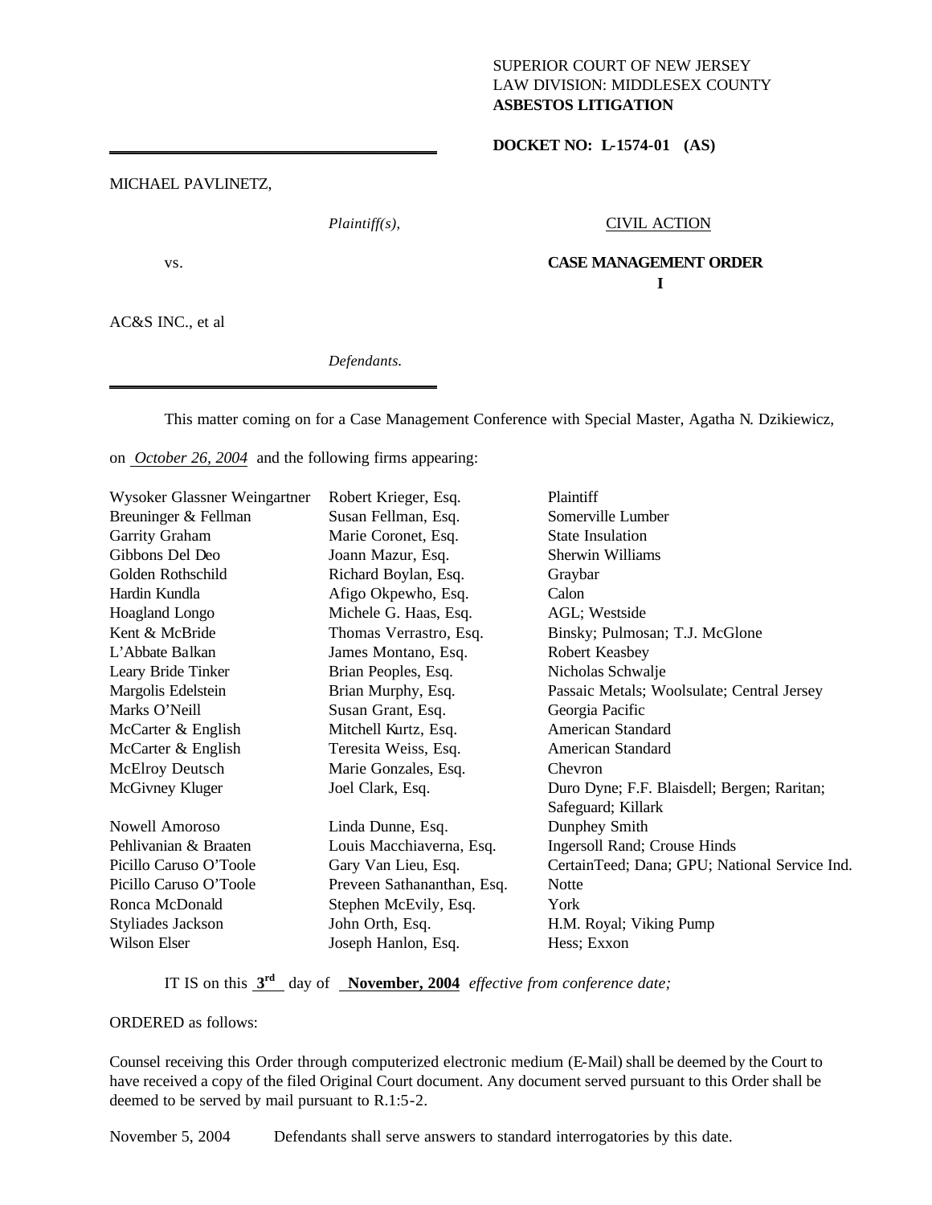SUPERIOR COURT OF NEW JERSEY
LAW DIVISION: MIDDLESEX COUNTY
**ASBESTOS LITIGATION**

**DOCKET NO: L-1574-01 (AS)**

MICHAEL PAVLINETZ,

*Plaintiff(s),*

vs.

AC&S INC., et al

*Defendants.*

CIVIL ACTION

**CASE MANAGEMENT ORDER I**

This matter coming on for a Case Management Conference with Special Master, Agatha N. Dzikiewicz, on *October 26, 2004* and the following firms appearing:

| | | |
|---|---|---|
| Wysoker Glassner Weingartner | Robert Krieger, Esq. | Plaintiff |
| Breuninger & Fellman | Susan Fellman, Esq. | Somerville Lumber |
| Garrity Graham | Marie Coronet, Esq. | State Insulation |
| Gibbons Del Deo | Joann Mazur, Esq. | Sherwin Williams |
| Golden Rothschild | Richard Boylan, Esq. | Graybar |
| Hardin Kundla | Afigo Okpewho, Esq. | Calon |
| Hoagland Longo | Michele G. Haas, Esq. | AGL; Westside |
| Kent & McBride | Thomas Verrastro, Esq. | Binsky; Pulmosan; T.J. McGlone |
| L'Abbate Balkan | James Montano, Esq. | Robert Keasbey |
| Leary Bride Tinker | Brian Peoples, Esq. | Nicholas Schwalje |
| Margolis Edelstein | Brian Murphy, Esq. | Passaic Metals; Woolsulate; Central Jersey |
| Marks O'Neill | Susan Grant, Esq. | Georgia Pacific |
| McCarter & English | Mitchell Kurtz, Esq. | American Standard |
| McCarter & English | Teresita Weiss, Esq. | American Standard |
| McElroy Deutsch | Marie Gonzales, Esq. | Chevron |
| McGivney Kluger | Joel Clark, Esq. | Duro Dyne; F.F. Blaisdell; Bergen; Raritan; Safeguard; Killark |
| Nowell Amoroso | Linda Dunne, Esq. | Dunphey Smith |
| Pehlivanian & Braaten | Louis Macchiaverna, Esq. | Ingersoll Rand; Crouse Hinds |
| Picillo Caruso O'Toole | Gary Van Lieu, Esq. | CertainTeed; Dana; GPU; National Service Ind. |
| Picillo Caruso O'Toole | Preveen Sathananthan, Esq. | Notte |
| Ronca McDonald | Stephen McEvily, Esq. | York |
| Styliades Jackson | John Orth, Esq. | H.M. Royal; Viking Pump |
| Wilson Elser | Joseph Hanlon, Esq. | Hess; Exxon |

IT IS on this **3rd** day of **November, 2004** *effective from conference date;*

ORDERED as follows:

Counsel receiving this Order through computerized electronic medium (E-Mail) shall be deemed by the Court to have received a copy of the filed Original Court document. Any document served pursuant to this Order shall be deemed to be served by mail pursuant to R.1:5-2.

November 5, 2004 Defendants shall serve answers to standard interrogatories by this date.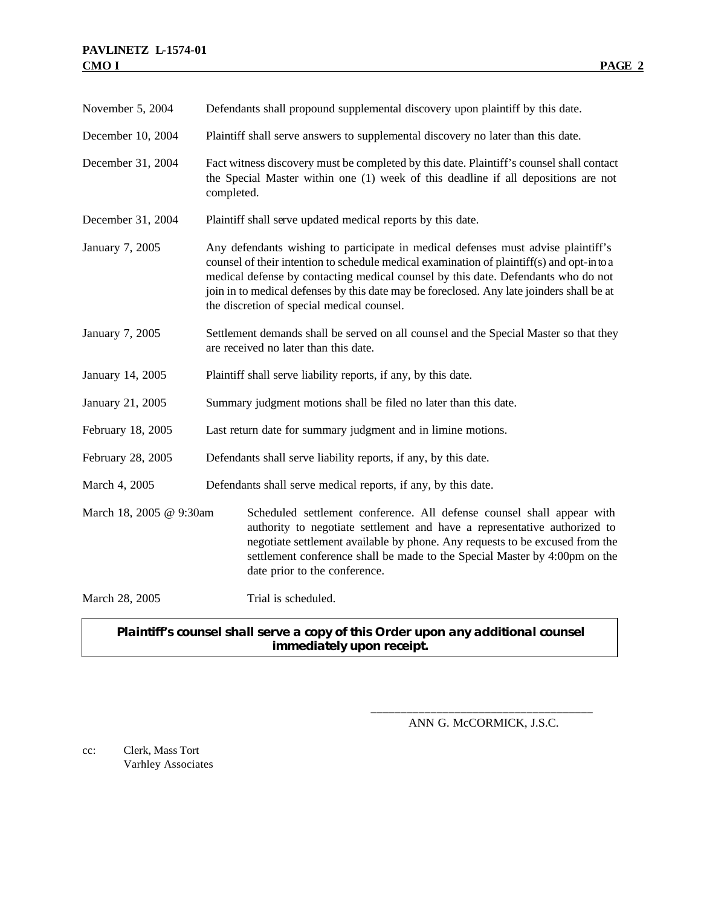| | |
|---|---|
| November 5, 2004 | Defendants shall propound supplemental discovery upon plaintiff by this date. |
| December 10, 2004 | Plaintiff shall serve answers to supplemental discovery no later than this date. |
| December 31, 2004 | Fact witness discovery must be completed by this date. Plaintiff's counsel shall contact the Special Master within one (1) week of this deadline if all depositions are not completed. |
| December 31, 2004 | Plaintiff shall serve updated medical reports by this date. |
| January 7, 2005 | Any defendants wishing to participate in medical defenses must advise plaintiff's counsel of their intention to schedule medical examination of plaintiff(s) and opt-in to a medical defense by contacting medical counsel by this date. Defendants who do not join in to medical defenses by this date may be foreclosed. Any late joinders shall be at the discretion of special medical counsel. |
| January 7, 2005 | Settlement demands shall be served on all counsel and the Special Master so that they are received no later than this date. |
| January 14, 2005 | Plaintiff shall serve liability reports, if any, by this date. |
| January 21, 2005 | Summary judgment motions shall be filed no later than this date. |
| February 18, 2005 | Last return date for summary judgment and in limine motions. |
| February 28, 2005 | Defendants shall serve liability reports, if any, by this date. |
| March 4, 2005 | Defendants shall serve medical reports, if any, by this date. |
| March 18, 2005 @ 9:30am | Scheduled settlement conference. All defense counsel shall appear with authority to negotiate settlement and have a representative authorized to negotiate settlement available by phone. Any requests to be excused from the settlement conference shall be made to the Special Master by 4:00pm on the date prior to the conference. |
| March 28, 2005 | Trial is scheduled. |

***Plaintiff's counsel shall serve a copy of this Order upon any additional counsel immediately upon receipt.***

\_\_\_\_\_\_\_\_\_\_\_\_\_\_\_\_\_\_\_\_\_\_\_\_\_\_\_\_\_\_\_\_\_\_\_\_

ANN G. McCORMICK, J.S.C.

cc: Clerk, Mass Tort
Varhley Associates